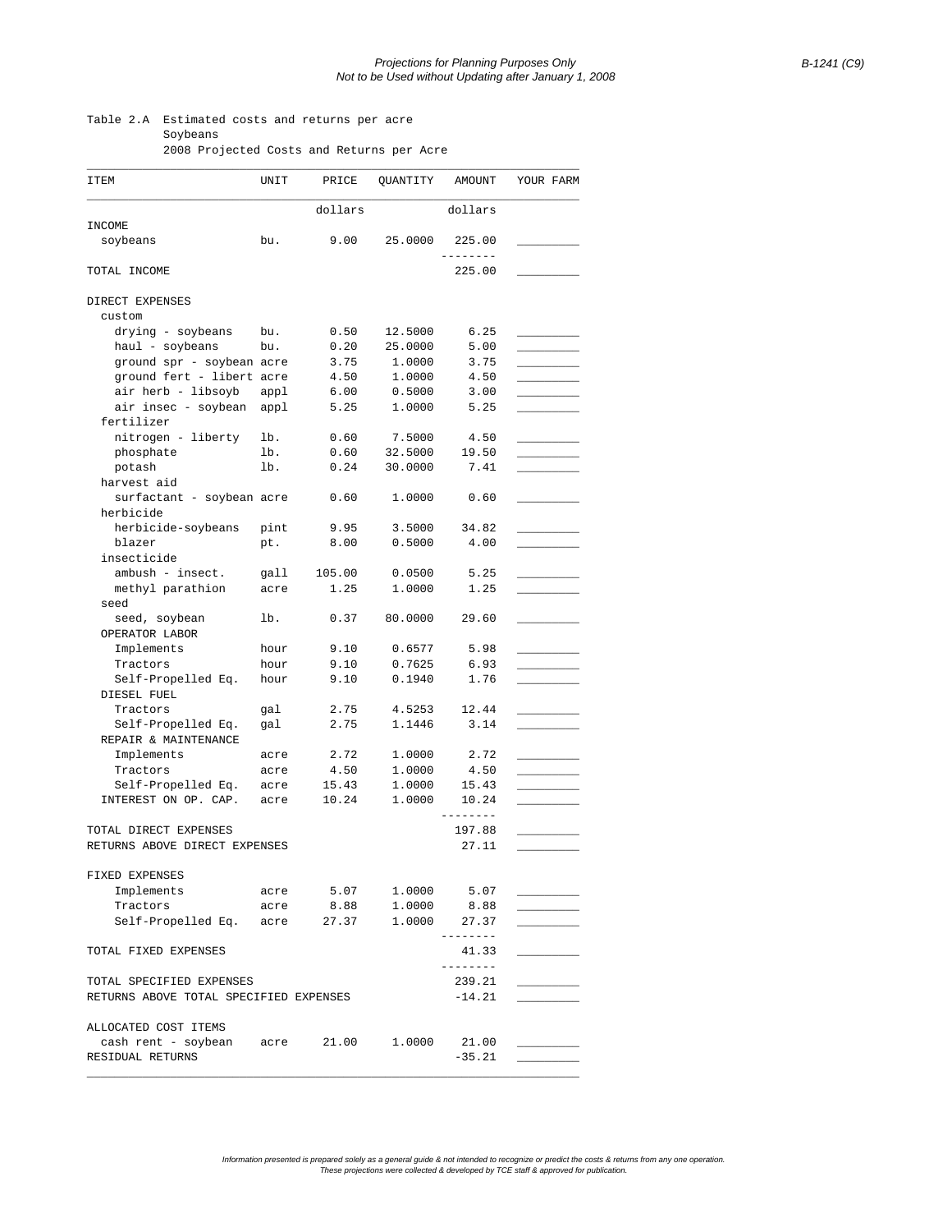Table 2.A Estimated costs and returns per acre
Soybeans
2008 Projected Costs and Returns per Acre

| ITEM | UNIT | PRICE | QUANTITY | AMOUNT | YOUR FARM |
|---|---|---|---|---|---|
| | | dollars | | dollars | |
| INCOME | | | | | |
| soybeans | bu. | 9.00 | 25.0000 | 225.00 | _________ |
| TOTAL INCOME | | | | 225.00 | _________ |
| DIRECT EXPENSES | | | | | |
| custom | | | | | |
| drying - soybeans | bu. | 0.50 | 12.5000 | 6.25 | _________ |
| haul - soybeans | bu. | 0.20 | 25.0000 | 5.00 | _________ |
| ground spr - soybean | acre | 3.75 | 1.0000 | 3.75 | _________ |
| ground fert - libert | acre | 4.50 | 1.0000 | 4.50 | _________ |
| air herb - libsoyb | appl | 6.00 | 0.5000 | 3.00 | _________ |
| air insec - soybean | appl | 5.25 | 1.0000 | 5.25 | _________ |
| fertilizer | | | | | |
| nitrogen - liberty | lb. | 0.60 | 7.5000 | 4.50 | _________ |
| phosphate | lb. | 0.60 | 32.5000 | 19.50 | _________ |
| potash | lb. | 0.24 | 30.0000 | 7.41 | _________ |
| harvest aid | | | | | |
| surfactant - soybean | acre | 0.60 | 1.0000 | 0.60 | _________ |
| herbicide | | | | | |
| herbicide-soybeans | pint | 9.95 | 3.5000 | 34.82 | _________ |
| blazer | pt. | 8.00 | 0.5000 | 4.00 | _________ |
| insecticide | | | | | |
| ambush - insect. | gall | 105.00 | 0.0500 | 5.25 | _________ |
| methyl parathion | acre | 1.25 | 1.0000 | 1.25 | _________ |
| seed | | | | | |
| seed, soybean | lb. | 0.37 | 80.0000 | 29.60 | _________ |
| OPERATOR LABOR | | | | | |
| Implements | hour | 9.10 | 0.6577 | 5.98 | _________ |
| Tractors | hour | 9.10 | 0.7625 | 6.93 | _________ |
| Self-Propelled Eq. | hour | 9.10 | 0.1940 | 1.76 | _________ |
| DIESEL FUEL | | | | | |
| Tractors | gal | 2.75 | 4.5253 | 12.44 | _________ |
| Self-Propelled Eq. | gal | 2.75 | 1.1446 | 3.14 | _________ |
| REPAIR & MAINTENANCE | | | | | |
| Implements | acre | 2.72 | 1.0000 | 2.72 | _________ |
| Tractors | acre | 4.50 | 1.0000 | 4.50 | _________ |
| Self-Propelled Eq. | acre | 15.43 | 1.0000 | 15.43 | _________ |
| INTEREST ON OP. CAP. | acre | 10.24 | 1.0000 | 10.24 | _________ |
| TOTAL DIRECT EXPENSES | | | | 197.88 | _________ |
| RETURNS ABOVE DIRECT EXPENSES | | | | 27.11 | _________ |
| FIXED EXPENSES | | | | | |
| Implements | acre | 5.07 | 1.0000 | 5.07 | _________ |
| Tractors | acre | 8.88 | 1.0000 | 8.88 | _________ |
| Self-Propelled Eq. | acre | 27.37 | 1.0000 | 27.37 | _________ |
| TOTAL FIXED EXPENSES | | | | 41.33 | _________ |
| TOTAL SPECIFIED EXPENSES | | | | 239.21 | _________ |
| RETURNS ABOVE TOTAL SPECIFIED EXPENSES | | | | -14.21 | _________ |
| ALLOCATED COST ITEMS | | | | | |
| cash rent - soybean | acre | 21.00 | 1.0000 | 21.00 | _________ |
| RESIDUAL RETURNS | | | | -35.21 | _________ |

*Information presented is prepared solely as a general guide & not intended to recognize or predict the costs & returns from any one operation. These projections were collected & developed by TCE staff & approved for publication.*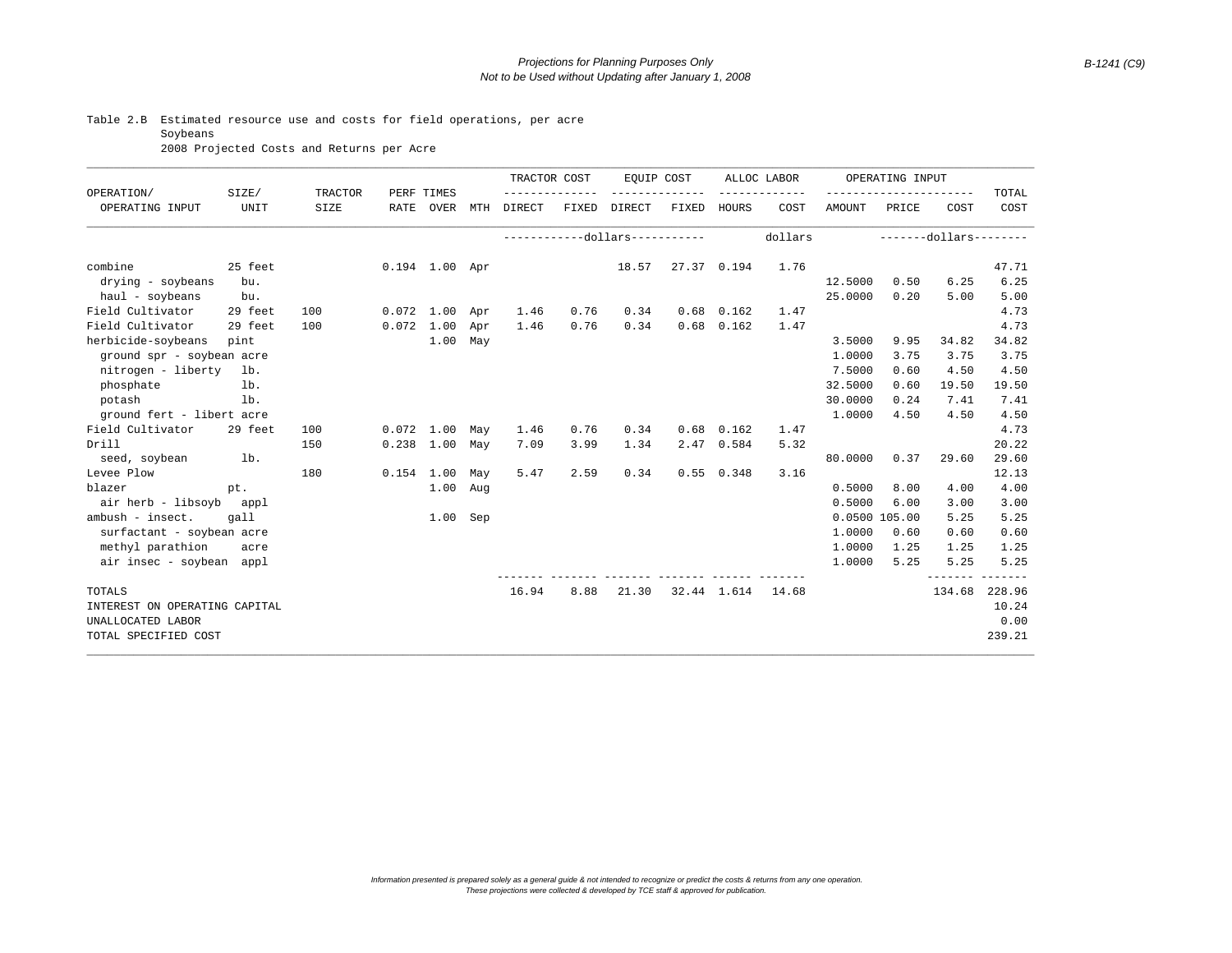Table 2.B Estimated resource use and costs for field operations, per acre
Soybeans
2008 Projected Costs and Returns per Acre

| OPERATION/ OPERATING INPUT | SIZE/ UNIT | TRACTOR SIZE | PERF RATE | TIMES OVER | MTH | TRACTOR COST DIRECT | TRACTOR COST FIXED | EQUIP COST DIRECT | EQUIP COST FIXED | ALLOC LABOR HOURS | ALLOC LABOR COST | OPERATING INPUT AMOUNT | OPERATING INPUT PRICE | OPERATING INPUT COST | TOTAL COST |
|---|---|---|---|---|---|---|---|---|---|---|---|---|---|---|---|
| | | | | | | ------------dollars----------- | | | | | dollars | | -------dollars-------- | | |
| combine | 25 feet | | 0.194 | 1.00 | Apr | | | 18.57 | 27.37 | 0.194 | 1.76 | | | | 47.71 |
| drying - soybeans | bu. | | | | | | | | | | | 12.5000 | 0.50 | 6.25 | 6.25 |
| haul - soybeans | bu. | | | | | | | | | | | 25.0000 | 0.20 | 5.00 | 5.00 |
| Field Cultivator | 29 feet | 100 | 0.072 | 1.00 | Apr | 1.46 | 0.76 | 0.34 | 0.68 | 0.162 | 1.47 | | | | 4.73 |
| Field Cultivator | 29 feet | 100 | 0.072 | 1.00 | Apr | 1.46 | 0.76 | 0.34 | 0.68 | 0.162 | 1.47 | | | | 4.73 |
| herbicide-soybeans | pint | | | 1.00 | May | | | | | | | 3.5000 | 9.95 | 34.82 | 34.82 |
| ground spr - soybean | acre | | | | | | | | | | | 1.0000 | 3.75 | 3.75 | 3.75 |
| nitrogen - liberty | lb. | | | | | | | | | | | 7.5000 | 0.60 | 4.50 | 4.50 |
| phosphate | lb. | | | | | | | | | | | 32.5000 | 0.60 | 19.50 | 19.50 |
| potash | lb. | | | | | | | | | | | 30.0000 | 0.24 | 7.41 | 7.41 |
| ground fert - libert | acre | | | | | | | | | | | 1.0000 | 4.50 | 4.50 | 4.50 |
| Field Cultivator | 29 feet | 100 | 0.072 | 1.00 | May | 1.46 | 0.76 | 0.34 | 0.68 | 0.162 | 1.47 | | | | 4.73 |
| Drill | | 150 | 0.238 | 1.00 | May | 7.09 | 3.99 | 1.34 | 2.47 | 0.584 | 5.32 | | | | 20.22 |
| seed, soybean | lb. | | | | | | | | | | | 80.0000 | 0.37 | 29.60 | 29.60 |
| Levee Plow | | 180 | 0.154 | 1.00 | May | 5.47 | 2.59 | 0.34 | 0.55 | 0.348 | 3.16 | | | | 12.13 |
| blazer | pt. | | | 1.00 | Aug | | | | | | | 0.5000 | 8.00 | 4.00 | 4.00 |
| air herb - libsoyb | appl | | | | | | | | | | | 0.5000 | 6.00 | 3.00 | 3.00 |
| ambush - insect. | gall | | | 1.00 | Sep | | | | | | | 0.0500 | 105.00 | 5.25 | 5.25 |
| surfactant - soybean | acre | | | | | | | | | | | 1.0000 | 0.60 | 0.60 | 0.60 |
| methyl parathion | acre | | | | | | | | | | | 1.0000 | 1.25 | 1.25 | 1.25 |
| air insec - soybean | appl | | | | | | | | | | | 1.0000 | 5.25 | 5.25 | 5.25 |
| TOTALS | | | | | | 16.94 | 8.88 | 21.30 | 32.44 | 1.614 | 14.68 | | | 134.68 | 228.96 |
| INTEREST ON OPERATING CAPITAL | | | | | | | | | | | | | | | 10.24 |
| UNALLOCATED LABOR | | | | | | | | | | | | | | | 0.00 |
| TOTAL SPECIFIED COST | | | | | | | | | | | | | | | 239.21 |

*Information presented is prepared solely as a general guide & not intended to recognize or predict the costs & returns from any one operation. These projections were collected & developed by TCE staff & approved for publication.*